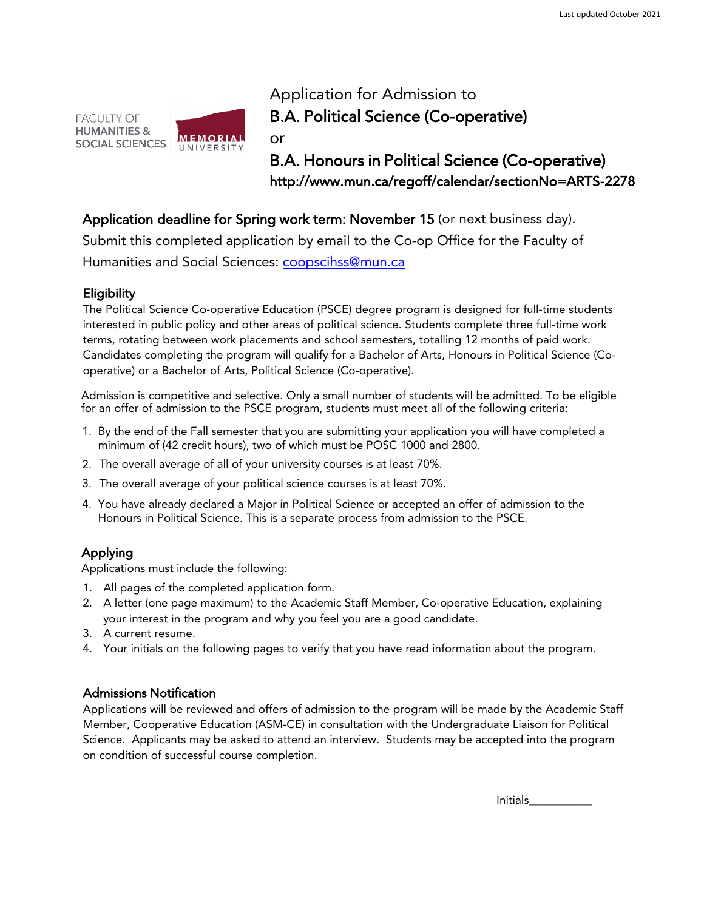FACULTY OF HUMANITIES & SOCIAL SCIENCES | MEMORIAL UNIVERSITY

# Application for Admission to B.A. Political Science (Co-operative) or B.A. Honours in Political Science (Co-operative)

**http://www.mun.ca/regoff/calendar/sectionNo=ARTS-2278**

**Application deadline for Spring work term: November 15** (or next business day). Submit this completed application by email to the Co-op Office for the Faculty of Humanities and Social Sciences: coopscihss@mun.ca

## Eligibility

The Political Science Co-operative Education (PSCE) degree program is designed for full-time students interested in public policy and other areas of political science. Students complete three full-time work terms, rotating between work placements and school semesters, totalling 12 months of paid work. Candidates completing the program will qualify for a Bachelor of Arts, Honours in Political Science (Co-operative) or a Bachelor of Arts, Political Science (Co-operative).

Admission is competitive and selective. Only a small number of students will be admitted. To be eligible for an offer of admission to the PSCE program, students must meet all of the following criteria:

1. By the end of the Fall semester that you are submitting your application you will have completed a minimum of (42 credit hours), two of which must be POSC 1000 and 2800.
2. The overall average of all of your university courses is at least 70%.
3. The overall average of your political science courses is at least 70%.
4. You have already declared a Major in Political Science or accepted an offer of admission to the Honours in Political Science. This is a separate process from admission to the PSCE.

## Applying

Applications must include the following:

1. All pages of the completed application form.
2. A letter (one page maximum) to the Academic Staff Member, Co-operative Education, explaining your interest in the program and why you feel you are a good candidate.
3. A current resume.
4. Your initials on the following pages to verify that you have read information about the program.

## Admissions Notification

Applications will be reviewed and offers of admission to the program will be made by the Academic Staff Member, Cooperative Education (ASM-CE) in consultation with the Undergraduate Liaison for Political Science. Applicants may be asked to attend an interview. Students may be accepted into the program on condition of successful course completion.

Initials___________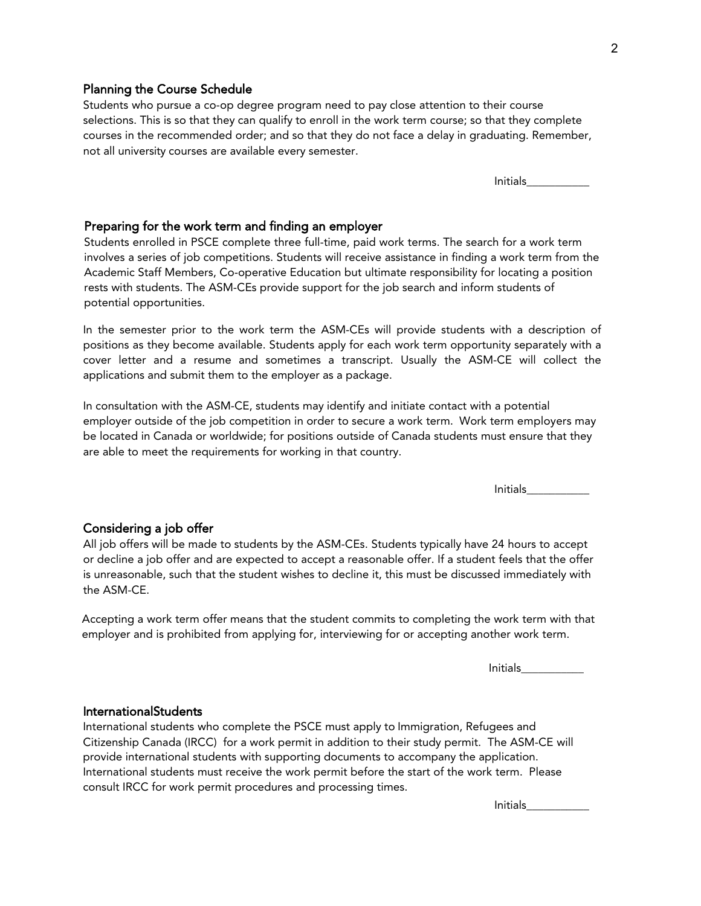## Planning the Course Schedule

Students who pursue a co-op degree program need to pay close attention to their course selections. This is so that they can qualify to enroll in the work term course; so that they complete courses in the recommended order; and so that they do not face a delay in graduating. Remember, not all university courses are available every semester.

Initials___________

## Preparing for the work term and finding an employer

Students enrolled in PSCE complete three full-time, paid work terms. The search for a work term involves a series of job competitions. Students will receive assistance in finding a work term from the Academic Staff Members, Co-operative Education but ultimate responsibility for locating a position rests with students. The ASM-CEs provide support for the job search and inform students of potential opportunities.

In the semester prior to the work term the ASM-CEs will provide students with a description of positions as they become available. Students apply for each work term opportunity separately with a cover letter and a resume and sometimes a transcript. Usually the ASM-CE will collect the applications and submit them to the employer as a package.

In consultation with the ASM-CE, students may identify and initiate contact with a potential employer outside of the job competition in order to secure a work term. Work term employers may be located in Canada or worldwide; for positions outside of Canada students must ensure that they are able to meet the requirements for working in that country.

Initials___________

## Considering a job offer

All job offers will be made to students by the ASM-CEs. Students typically have 24 hours to accept or decline a job offer and are expected to accept a reasonable offer. If a student feels that the offer is unreasonable, such that the student wishes to decline it, this must be discussed immediately with the ASM-CE.

Accepting a work term offer means that the student commits to completing the work term with that employer and is prohibited from applying for, interviewing for or accepting another work term.

Initials___________

## InternationalStudents

International students who complete the PSCE must apply to Immigration, Refugees and Citizenship Canada (IRCC) for a work permit in addition to their study permit. The ASM-CE will provide international students with supporting documents to accompany the application. International students must receive the work permit before the start of the work term. Please consult IRCC for work permit procedures and processing times.

Initials___________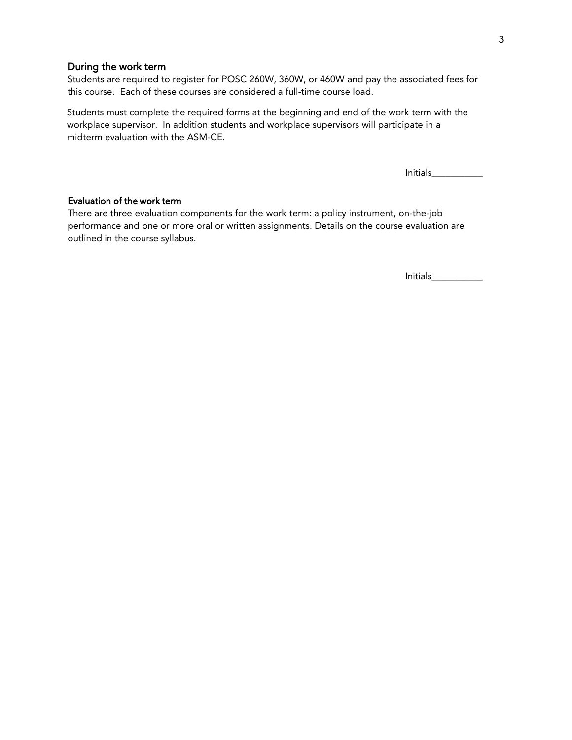## During the work term

Students are required to register for POSC 260W, 360W, or 460W and pay the associated fees for this course. Each of these courses are considered a full-time course load.

Students must complete the required forms at the beginning and end of the work term with the workplace supervisor. In addition students and workplace supervisors will participate in a midterm evaluation with the ASM-CE.

Initials___________

## Evaluation of the work term

There are three evaluation components for the work term: a policy instrument, on-the-job performance and one or more oral or written assignments. Details on the course evaluation are outlined in the course syllabus.

Initials___________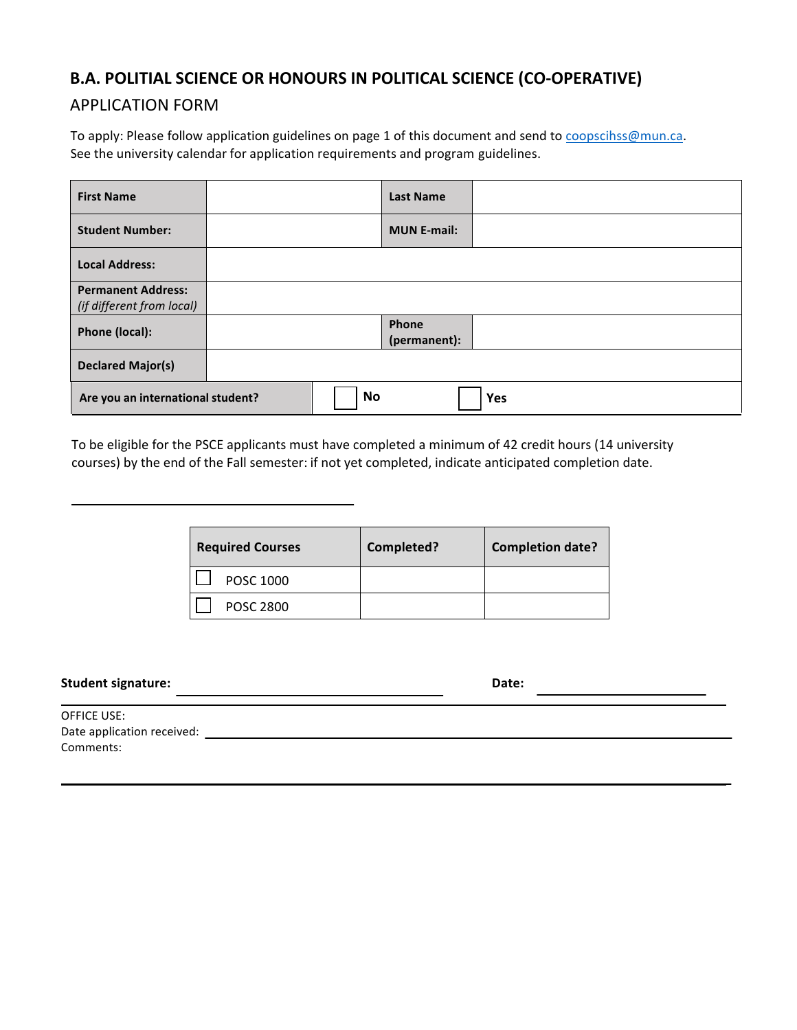## B.A. POLITIAL SCIENCE OR HONOURS IN POLITICAL SCIENCE (CO-OPERATIVE)

APPLICATION FORM

To apply: Please follow application guidelines on page 1 of this document and send to coopscihss@mun.ca.
See the university calendar for application requirements and program guidelines.

| | | | |
|---|---|---|---|
| **First Name** | | **Last Name** | |
| **Student Number:** | | **MUN E-mail:** | |
| **Local Address:** | | | |
| **Permanent Address:** *(if different from local)* | | | |
| **Phone (local):** | | **Phone (permanent):** | |
| **Declared Major(s)** | | | |
| **Are you an international student?** | ☐ **No** | ☐ **Yes** | |

To be eligible for the PSCE applicants must have completed a minimum of 42 credit hours (14 university courses) by the end of the Fall semester: if not yet completed, indicate anticipated completion date.

\_\_\_\_\_\_\_\_\_\_\_\_\_\_\_\_\_\_\_\_\_\_\_\_\_\_\_\_\_\_\_\_

| Required Courses | Completed? | Completion date? |
|---|---|---|
| ☐ POSC 1000 | | |
| ☐ POSC 2800 | | |

**Student signature:** \_\_\_\_\_\_\_\_\_\_\_\_\_\_\_\_\_\_\_\_\_\_\_\_\_\_\_\_ **Date:** \_\_\_\_\_\_\_\_\_\_\_\_\_\_\_\_\_\_

OFFICE USE:
Date application received: \_\_\_\_\_\_\_\_\_\_\_\_\_\_\_\_\_\_\_\_\_\_\_\_\_\_\_\_\_\_\_\_\_\_\_\_\_\_\_\_
Comments: